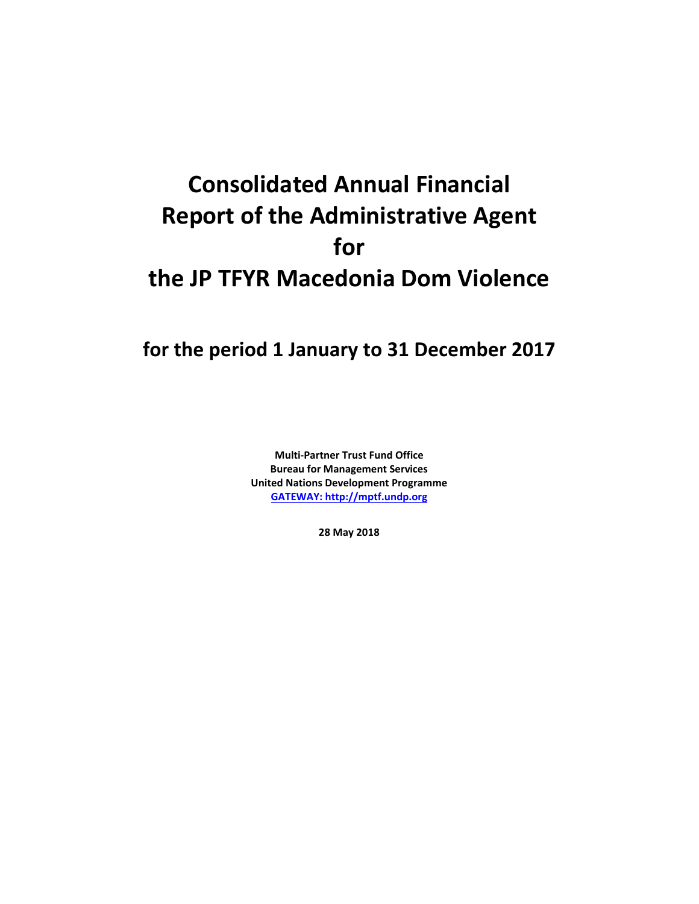# Consolidated Annual Financial Report of the Administrative Agent for the JP TFYR Macedonia Dom Violence

## for the period 1 January to 31 December 2017

**Multi-Partner Trust Fund Office**
**Bureau for Management Services**
**United Nations Development Programme**
**[GATEWAY: http://mptf.undp.org](http://mptf.undp.org)**

**28 May 2018**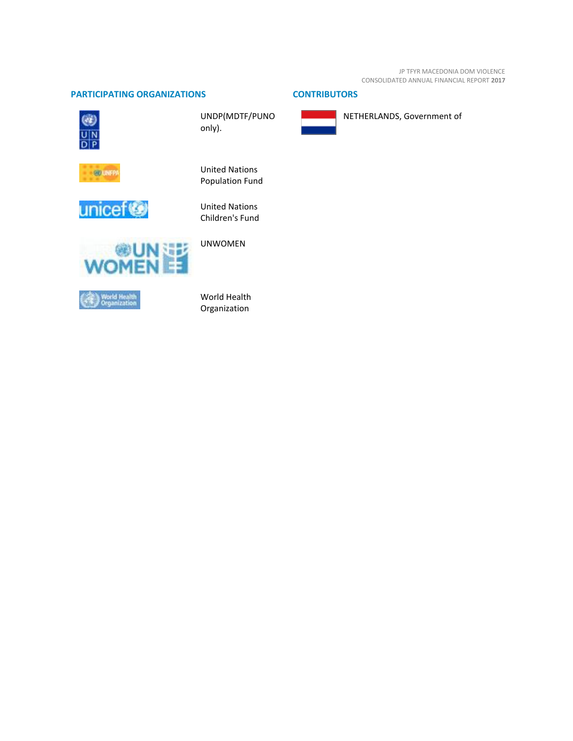## PARTICIPATING ORGANIZATIONS

UNDP(MDTF/PUNO only).

United Nations Population Fund

United Nations Children's Fund

UNWOMEN

World Health Organization

## CONTRIBUTORS

NETHERLANDS, Government of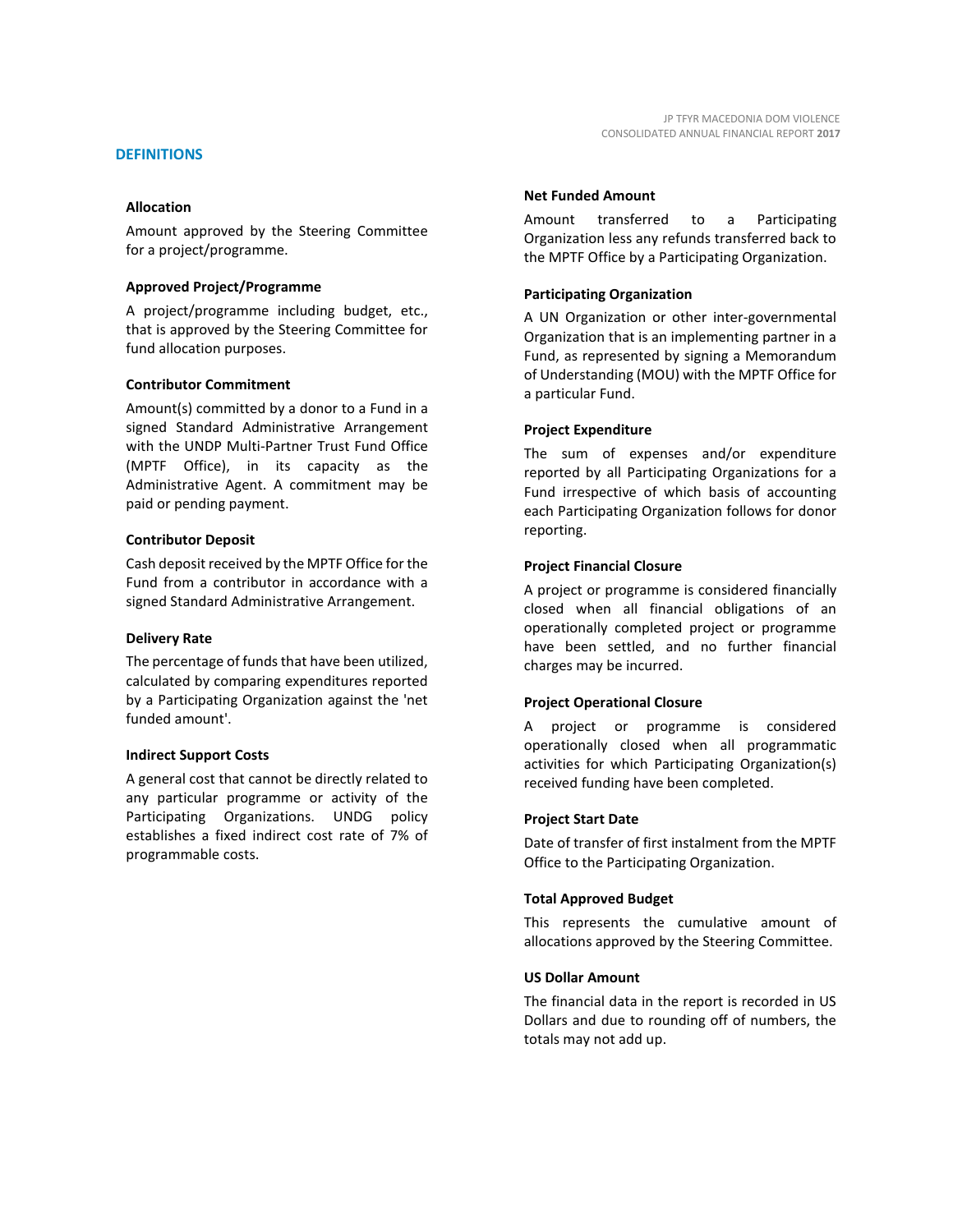## DEFINITIONS

**Allocation**

Amount approved by the Steering Committee for a project/programme.

**Approved Project/Programme**

A project/programme including budget, etc., that is approved by the Steering Committee for fund allocation purposes.

**Contributor Commitment**

Amount(s) committed by a donor to a Fund in a signed Standard Administrative Arrangement with the UNDP Multi-Partner Trust Fund Office (MPTF Office), in its capacity as the Administrative Agent. A commitment may be paid or pending payment.

**Contributor Deposit**

Cash deposit received by the MPTF Office for the Fund from a contributor in accordance with a signed Standard Administrative Arrangement.

**Delivery Rate**

The percentage of funds that have been utilized, calculated by comparing expenditures reported by a Participating Organization against the 'net funded amount'.

**Indirect Support Costs**

A general cost that cannot be directly related to any particular programme or activity of the Participating Organizations. UNDG policy establishes a fixed indirect cost rate of 7% of programmable costs.

**Net Funded Amount**

Amount transferred to a Participating Organization less any refunds transferred back to the MPTF Office by a Participating Organization.

**Participating Organization**

A UN Organization or other inter-governmental Organization that is an implementing partner in a Fund, as represented by signing a Memorandum of Understanding (MOU) with the MPTF Office for a particular Fund.

**Project Expenditure**

The sum of expenses and/or expenditure reported by all Participating Organizations for a Fund irrespective of which basis of accounting each Participating Organization follows for donor reporting.

**Project Financial Closure**

A project or programme is considered financially closed when all financial obligations of an operationally completed project or programme have been settled, and no further financial charges may be incurred.

**Project Operational Closure**

A project or programme is considered operationally closed when all programmatic activities for which Participating Organization(s) received funding have been completed.

**Project Start Date**

Date of transfer of first instalment from the MPTF Office to the Participating Organization.

**Total Approved Budget**

This represents the cumulative amount of allocations approved by the Steering Committee.

**US Dollar Amount**

The financial data in the report is recorded in US Dollars and due to rounding off of numbers, the totals may not add up.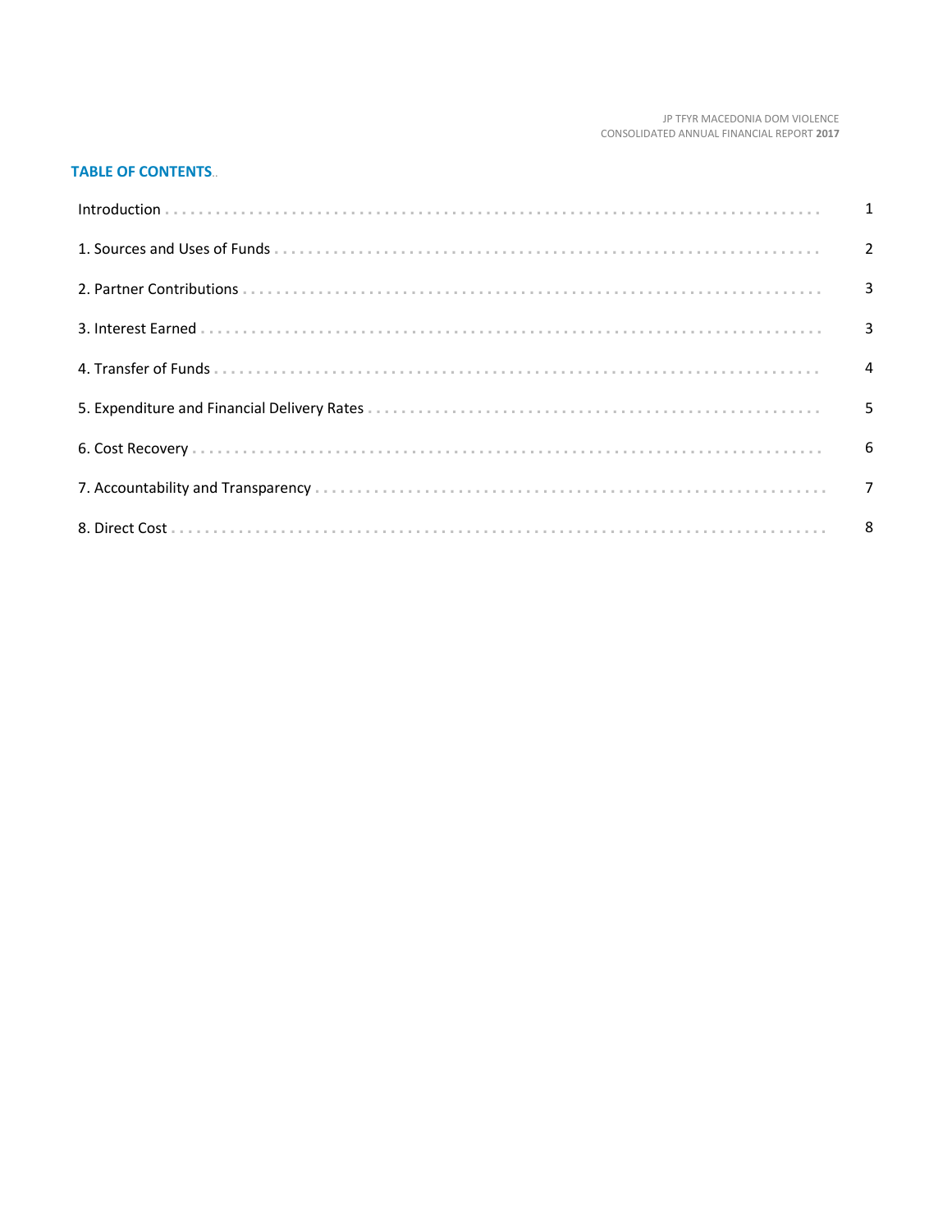## TABLE OF CONTENTS

| | |
|---|---|
| Introduction | 1 |
| 1. Sources and Uses of Funds | 2 |
| 2. Partner Contributions | 3 |
| 3. Interest Earned | 3 |
| 4. Transfer of Funds | 4 |
| 5. Expenditure and Financial Delivery Rates | 5 |
| 6. Cost Recovery | 6 |
| 7. Accountability and Transparency | 7 |
| 8. Direct Cost | 8 |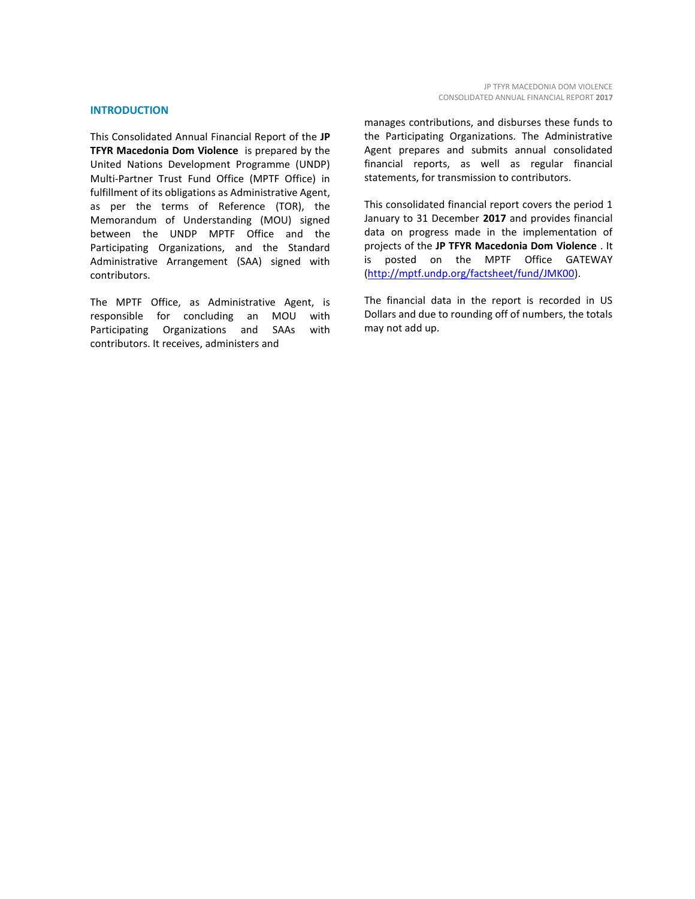## INTRODUCTION

This Consolidated Annual Financial Report of the **JP TFYR Macedonia Dom Violence** is prepared by the United Nations Development Programme (UNDP) Multi-Partner Trust Fund Office (MPTF Office) in fulfillment of its obligations as Administrative Agent, as per the terms of Reference (TOR), the Memorandum of Understanding (MOU) signed between the UNDP MPTF Office and the Participating Organizations, and the Standard Administrative Arrangement (SAA) signed with contributors.

The MPTF Office, as Administrative Agent, is responsible for concluding an MOU with Participating Organizations and SAAs with contributors. It receives, administers and manages contributions, and disburses these funds to the Participating Organizations. The Administrative Agent prepares and submits annual consolidated financial reports, as well as regular financial statements, for transmission to contributors.

This consolidated financial report covers the period 1 January to 31 December **2017** and provides financial data on progress made in the implementation of projects of the **JP TFYR Macedonia Dom Violence** . It is posted on the MPTF Office GATEWAY ([http://mptf.undp.org/factsheet/fund/JMK00](http://mptf.undp.org/factsheet/fund/JMK00)).

The financial data in the report is recorded in US Dollars and due to rounding off of numbers, the totals may not add up.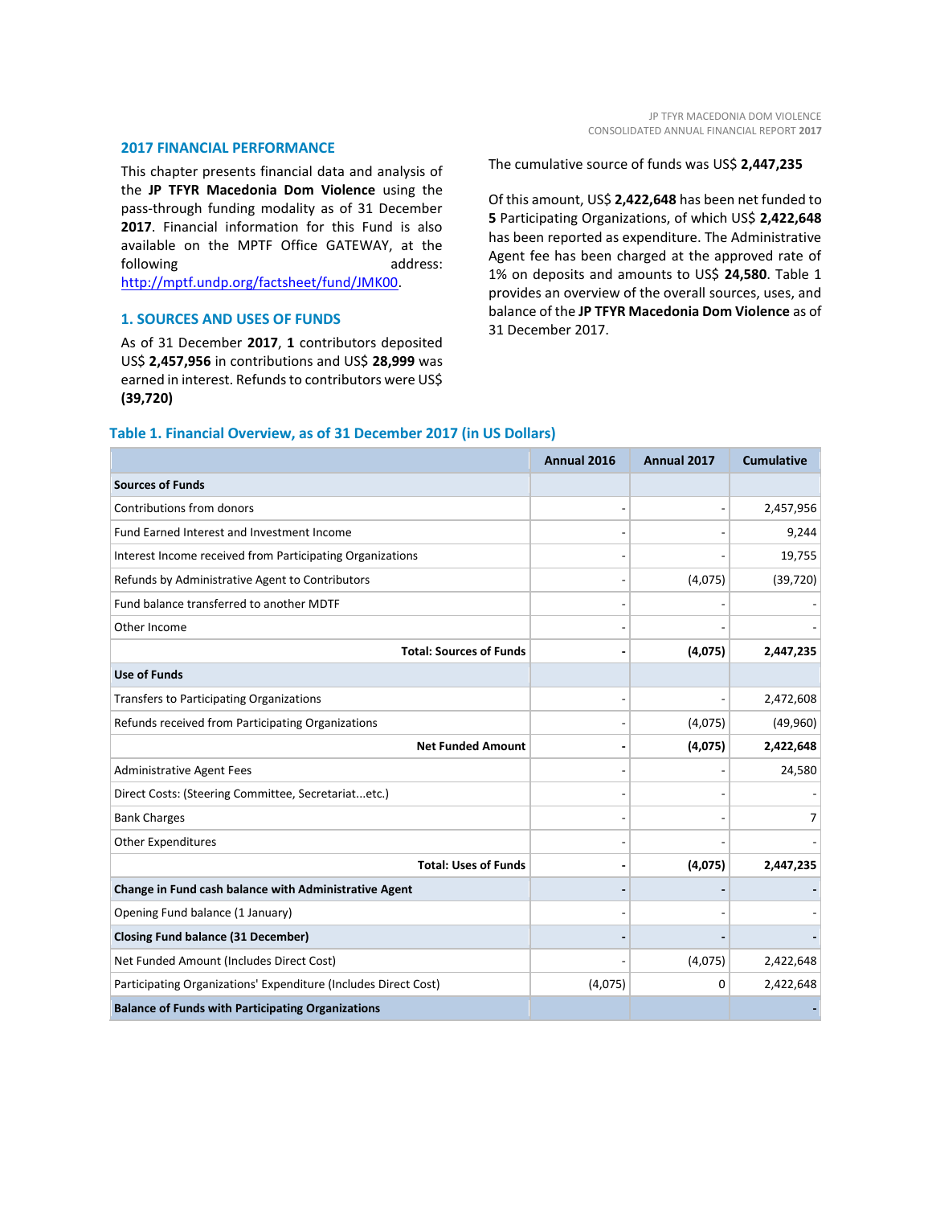## 2017 FINANCIAL PERFORMANCE

This chapter presents financial data and analysis of the **JP TFYR Macedonia Dom Violence** using the pass-through funding modality as of 31 December **2017**. Financial information for this Fund is also available on the MPTF Office GATEWAY, at the following address: http://mptf.undp.org/factsheet/fund/JMK00.

## 1. SOURCES AND USES OF FUNDS

As of 31 December **2017**, **1** contributors deposited US$ **2,457,956** in contributions and US$ **28,999** was earned in interest. Refunds to contributors were US$ **(39,720)**

The cumulative source of funds was US$ **2,447,235**

Of this amount, US$ **2,422,648** has been net funded to **5** Participating Organizations, of which US$ **2,422,648** has been reported as expenditure. The Administrative Agent fee has been charged at the approved rate of 1% on deposits and amounts to US$ **24,580**. Table 1 provides an overview of the overall sources, uses, and balance of the **JP TFYR Macedonia Dom Violence** as of 31 December 2017.

### Table 1. Financial Overview, as of 31 December 2017 (in US Dollars)

| | Annual 2016 | Annual 2017 | Cumulative |
|---|---|---|---|
| **Sources of Funds** | | | |
| Contributions from donors | - | - | 2,457,956 |
| Fund Earned Interest and Investment Income | - | - | 9,244 |
| Interest Income received from Participating Organizations | - | - | 19,755 |
| Refunds by Administrative Agent to Contributors | - | (4,075) | (39,720) |
| Fund balance transferred to another MDTF | - | - | - |
| Other Income | - | - | - |
| **Total: Sources of Funds** | **-** | **(4,075)** | **2,447,235** |
| **Use of Funds** | | | |
| Transfers to Participating Organizations | - | - | 2,472,608 |
| Refunds received from Participating Organizations | - | (4,075) | (49,960) |
| **Net Funded Amount** | **-** | **(4,075)** | **2,422,648** |
| Administrative Agent Fees | - | - | 24,580 |
| Direct Costs: (Steering Committee, Secretariat...etc.) | - | - | - |
| Bank Charges | - | - | 7 |
| Other Expenditures | - | - | - |
| **Total: Uses of Funds** | **-** | **(4,075)** | **2,447,235** |
| **Change in Fund cash balance with Administrative Agent** | **-** | **-** | **-** |
| Opening Fund balance (1 January) | - | - | - |
| **Closing Fund balance (31 December)** | **-** | **-** | **-** |
| Net Funded Amount (Includes Direct Cost) | - | (4,075) | 2,422,648 |
| Participating Organizations' Expenditure (Includes Direct Cost) | (4,075) | 0 | 2,422,648 |
| **Balance of Funds with Participating Organizations** | | | **-** |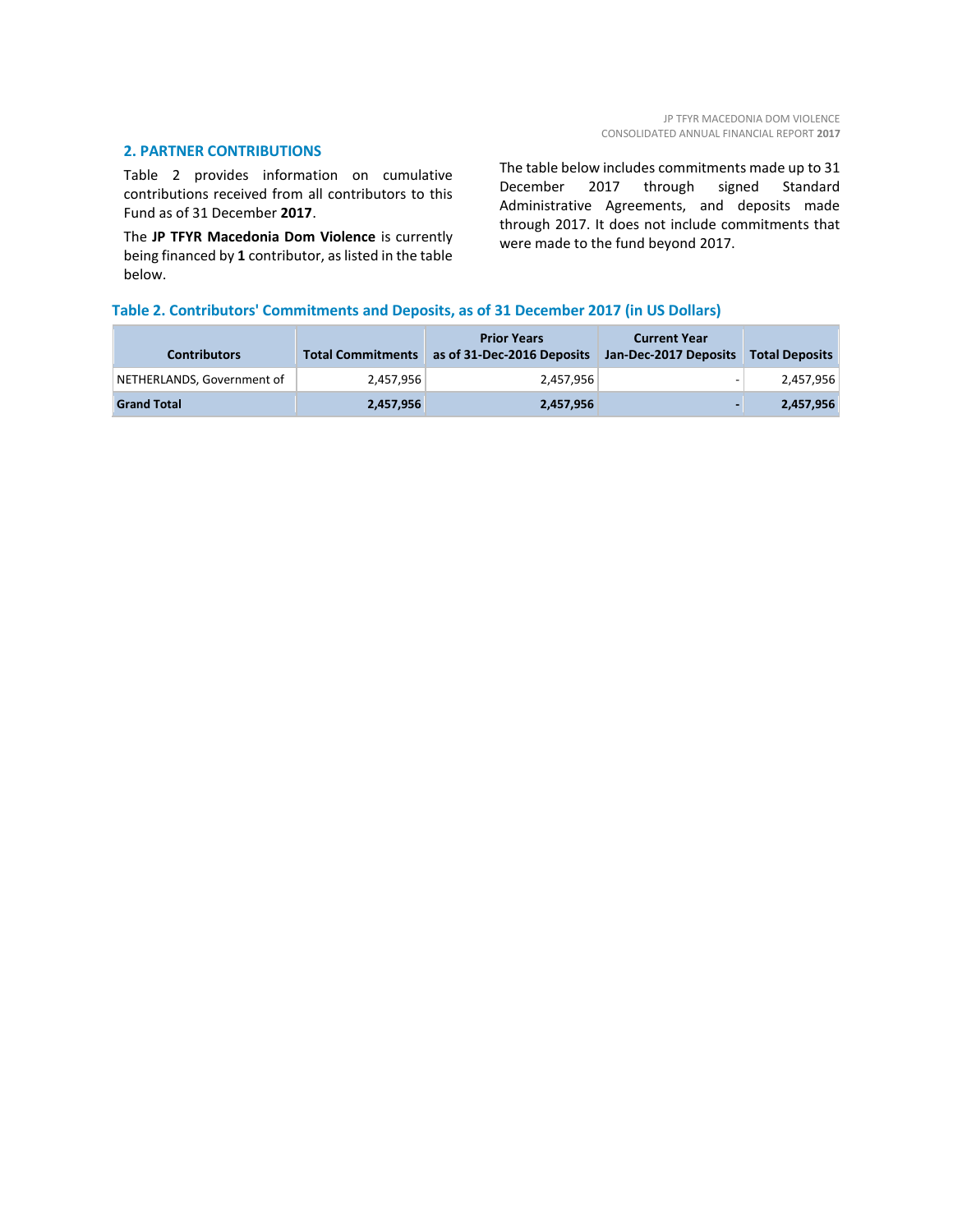## 2. PARTNER CONTRIBUTIONS

Table 2 provides information on cumulative contributions received from all contributors to this Fund as of 31 December **2017**.

The **JP TFYR Macedonia Dom Violence** is currently being financed by **1** contributor, as listed in the table below.

The table below includes commitments made up to 31 December 2017 through signed Standard Administrative Agreements, and deposits made through 2017. It does not include commitments that were made to the fund beyond 2017.

**Table 2. Contributors' Commitments and Deposits, as of 31 December 2017 (in US Dollars)**

| Contributors | Total Commitments | Prior Years as of 31-Dec-2016 Deposits | Current Year Jan-Dec-2017 Deposits | Total Deposits |
|---|---|---|---|---|
| NETHERLANDS, Government of | 2,457,956 | 2,457,956 | - | 2,457,956 |
| **Grand Total** | **2,457,956** | **2,457,956** | **-** | **2,457,956** |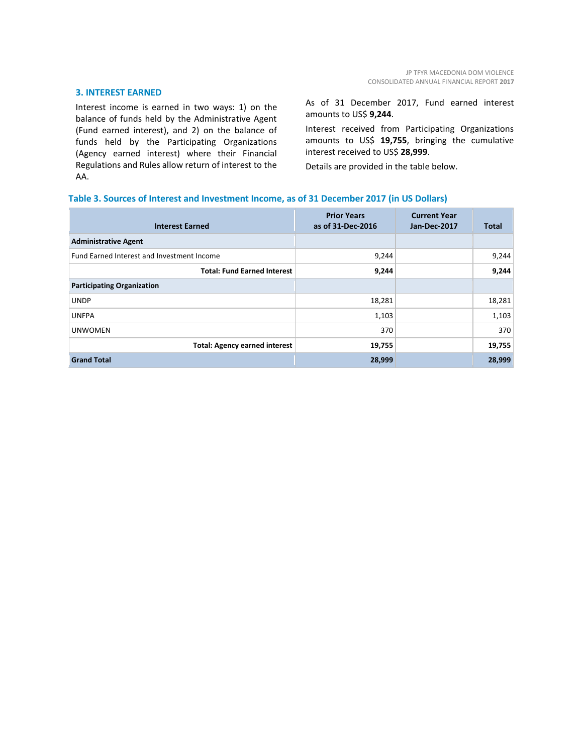## 3. INTEREST EARNED

Interest income is earned in two ways: 1) on the balance of funds held by the Administrative Agent (Fund earned interest), and 2) on the balance of funds held by the Participating Organizations (Agency earned interest) where their Financial Regulations and Rules allow return of interest to the AA.

As of 31 December 2017, Fund earned interest amounts to US$ **9,244**.

Interest received from Participating Organizations amounts to US$ **19,755**, bringing the cumulative interest received to US$ **28,999**.

Details are provided in the table below.

**Table 3. Sources of Interest and Investment Income, as of 31 December 2017 (in US Dollars)**

| Interest Earned | Prior Years as of 31-Dec-2016 | Current Year Jan-Dec-2017 | Total |
|---|---|---|---|
| **Administrative Agent** | | | |
| Fund Earned Interest and Investment Income | 9,244 | | 9,244 |
| **Total: Fund Earned Interest** | **9,244** | | **9,244** |
| **Participating Organization** | | | |
| UNDP | 18,281 | | 18,281 |
| UNFPA | 1,103 | | 1,103 |
| UNWOMEN | 370 | | 370 |
| **Total: Agency earned interest** | **19,755** | | **19,755** |
| **Grand Total** | **28,999** | | **28,999** |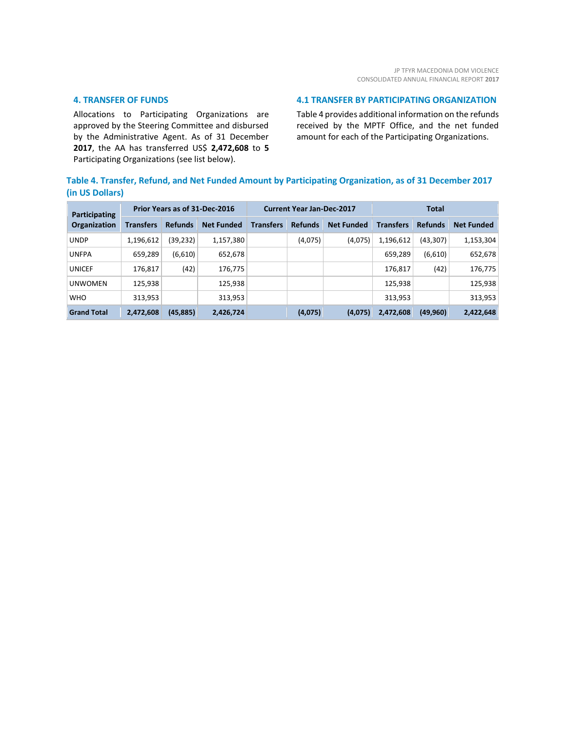## 4. TRANSFER OF FUNDS

Allocations to Participating Organizations are approved by the Steering Committee and disbursed by the Administrative Agent. As of 31 December **2017**, the AA has transferred US$ **2,472,608** to **5** Participating Organizations (see list below).

## 4.1 TRANSFER BY PARTICIPATING ORGANIZATION

Table 4 provides additional information on the refunds received by the MPTF Office, and the net funded amount for each of the Participating Organizations.

### Table 4. Transfer, Refund, and Net Funded Amount by Participating Organization, as of 31 December 2017 (in US Dollars)

| Participating Organization | Prior Years as of 31-Dec-2016 | | | Current Year Jan-Dec-2017 | | | Total | | |
|---|---|---|---|---|---|---|---|---|---|
| | Transfers | Refunds | Net Funded | Transfers | Refunds | Net Funded | Transfers | Refunds | Net Funded |
| UNDP | 1,196,612 | (39,232) | 1,157,380 | | (4,075) | (4,075) | 1,196,612 | (43,307) | 1,153,304 |
| UNFPA | 659,289 | (6,610) | 652,678 | | | | 659,289 | (6,610) | 652,678 |
| UNICEF | 176,817 | (42) | 176,775 | | | | 176,817 | (42) | 176,775 |
| UNWOMEN | 125,938 | | 125,938 | | | | 125,938 | | 125,938 |
| WHO | 313,953 | | 313,953 | | | | 313,953 | | 313,953 |
| **Grand Total** | **2,472,608** | **(45,885)** | **2,426,724** | | **(4,075)** | **(4,075)** | **2,472,608** | **(49,960)** | **2,422,648** |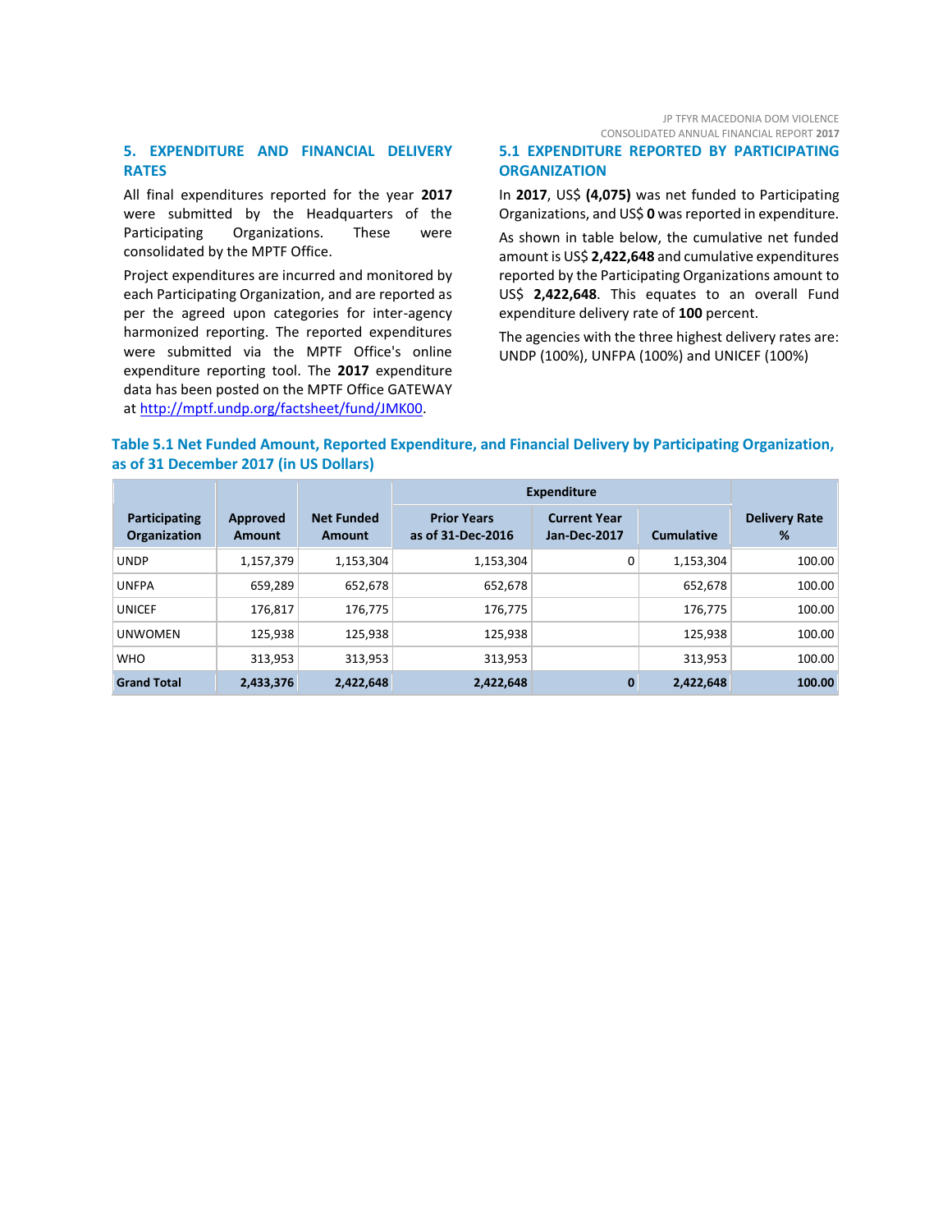## 5. EXPENDITURE AND FINANCIAL DELIVERY RATES

All final expenditures reported for the year **2017** were submitted by the Headquarters of the Participating Organizations. These were consolidated by the MPTF Office.

Project expenditures are incurred and monitored by each Participating Organization, and are reported as per the agreed upon categories for inter-agency harmonized reporting. The reported expenditures were submitted via the MPTF Office's online expenditure reporting tool. The **2017** expenditure data has been posted on the MPTF Office GATEWAY at http://mptf.undp.org/factsheet/fund/JMK00.

### 5.1 EXPENDITURE REPORTED BY PARTICIPATING ORGANIZATION

In **2017**, US$ **(4,075)** was net funded to Participating Organizations, and US$ **0** was reported in expenditure.

As shown in table below, the cumulative net funded amount is US$ **2,422,648** and cumulative expenditures reported by the Participating Organizations amount to US$ **2,422,648**. This equates to an overall Fund expenditure delivery rate of **100** percent.

The agencies with the three highest delivery rates are: UNDP (100%), UNFPA (100%) and UNICEF (100%)

**Table 5.1 Net Funded Amount, Reported Expenditure, and Financial Delivery by Participating Organization, as of 31 December 2017 (in US Dollars)**

| Participating Organization | Approved Amount | Net Funded Amount | Expenditure | | | Delivery Rate % |
|---|---|---|---|---|---|---|
| | | | Prior Years as of 31-Dec-2016 | Current Year Jan-Dec-2017 | Cumulative | |
| UNDP | 1,157,379 | 1,153,304 | 1,153,304 | 0 | 1,153,304 | 100.00 |
| UNFPA | 659,289 | 652,678 | 652,678 | | 652,678 | 100.00 |
| UNICEF | 176,817 | 176,775 | 176,775 | | 176,775 | 100.00 |
| UNWOMEN | 125,938 | 125,938 | 125,938 | | 125,938 | 100.00 |
| WHO | 313,953 | 313,953 | 313,953 | | 313,953 | 100.00 |
| **Grand Total** | **2,433,376** | **2,422,648** | **2,422,648** | **0** | **2,422,648** | **100.00** |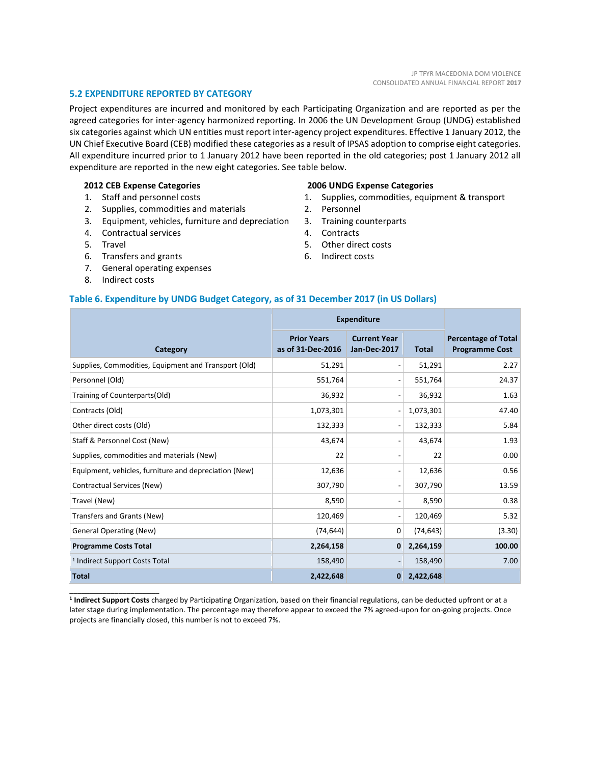### 5.2 EXPENDITURE REPORTED BY CATEGORY

Project expenditures are incurred and monitored by each Participating Organization and are reported as per the agreed categories for inter-agency harmonized reporting. In 2006 the UN Development Group (UNDG) established six categories against which UN entities must report inter-agency project expenditures. Effective 1 January 2012, the UN Chief Executive Board (CEB) modified these categories as a result of IPSAS adoption to comprise eight categories. All expenditure incurred prior to 1 January 2012 have been reported in the old categories; post 1 January 2012 all expenditure are reported in the new eight categories. See table below.

**2012 CEB Expense Categories**

1. Staff and personnel costs
2. Supplies, commodities and materials
3. Equipment, vehicles, furniture and depreciation
4. Contractual services
5. Travel
6. Transfers and grants
7. General operating expenses
8. Indirect costs

**2006 UNDG Expense Categories**

1. Supplies, commodities, equipment & transport
2. Personnel
3. Training counterparts
4. Contracts
5. Other direct costs
6. Indirect costs

#### Table 6. Expenditure by UNDG Budget Category, as of 31 December 2017 (in US Dollars)

| Category | Expenditure | | | Percentage of Total Programme Cost |
|---|---|---|---|---|
| | Prior Years as of 31-Dec-2016 | Current Year Jan-Dec-2017 | Total | |
| Supplies, Commodities, Equipment and Transport (Old) | 51,291 | - | 51,291 | 2.27 |
| Personnel (Old) | 551,764 | - | 551,764 | 24.37 |
| Training of Counterparts(Old) | 36,932 | - | 36,932 | 1.63 |
| Contracts (Old) | 1,073,301 | - | 1,073,301 | 47.40 |
| Other direct costs (Old) | 132,333 | - | 132,333 | 5.84 |
| Staff & Personnel Cost (New) | 43,674 | - | 43,674 | 1.93 |
| Supplies, commodities and materials (New) | 22 | - | 22 | 0.00 |
| Equipment, vehicles, furniture and depreciation (New) | 12,636 | - | 12,636 | 0.56 |
| Contractual Services (New) | 307,790 | - | 307,790 | 13.59 |
| Travel (New) | 8,590 | - | 8,590 | 0.38 |
| Transfers and Grants (New) | 120,469 | - | 120,469 | 5.32 |
| General Operating (New) | (74,644) | 0 | (74,643) | (3.30) |
| **Programme Costs Total** | **2,264,158** | **0** | **2,264,159** | **100.00** |
| [1] Indirect Support Costs Total | 158,490 | - | 158,490 | 7.00 |
| **Total** | **2,422,648** | **0** | **2,422,648** | |

[1] **Indirect Support Costs** charged by Participating Organization, based on their financial regulations, can be deducted upfront or at a later stage during implementation. The percentage may therefore appear to exceed the 7% agreed-upon for on-going projects. Once projects are financially closed, this number is not to exceed 7%.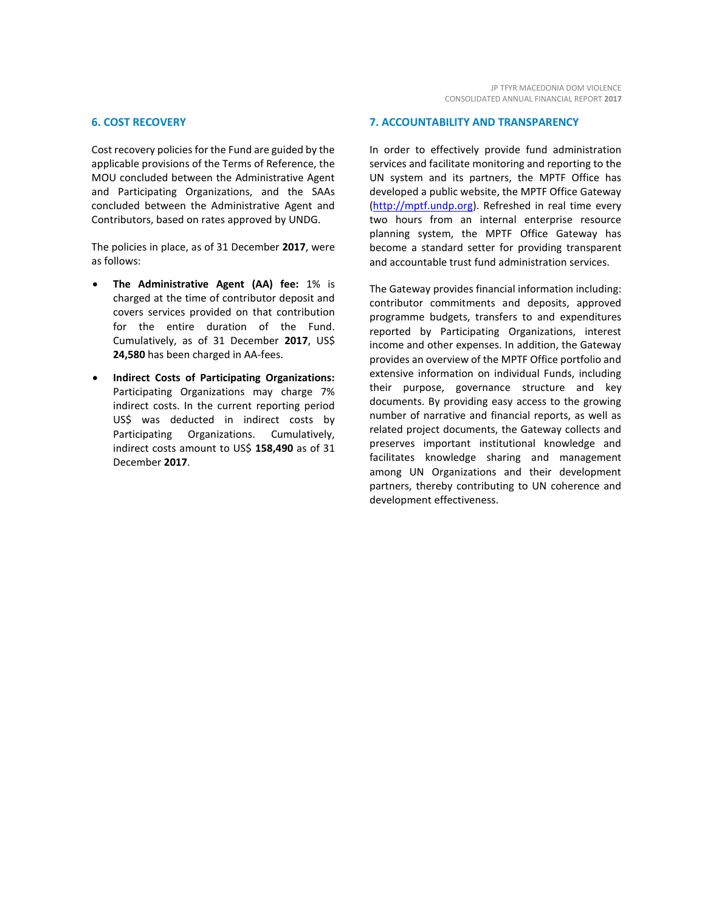## 6. COST RECOVERY

Cost recovery policies for the Fund are guided by the applicable provisions of the Terms of Reference, the MOU concluded between the Administrative Agent and Participating Organizations, and the SAAs concluded between the Administrative Agent and Contributors, based on rates approved by UNDG.

The policies in place, as of 31 December **2017**, were as follows:

- **The Administrative Agent (AA) fee:** 1% is charged at the time of contributor deposit and covers services provided on that contribution for the entire duration of the Fund. Cumulatively, as of 31 December **2017**, US$ **24,580** has been charged in AA-fees.
- **Indirect Costs of Participating Organizations:** Participating Organizations may charge 7% indirect costs. In the current reporting period US$ was deducted in indirect costs by Participating Organizations. Cumulatively, indirect costs amount to US$ **158,490** as of 31 December **2017**.

## 7. ACCOUNTABILITY AND TRANSPARENCY

In order to effectively provide fund administration services and facilitate monitoring and reporting to the UN system and its partners, the MPTF Office has developed a public website, the MPTF Office Gateway (http://mptf.undp.org). Refreshed in real time every two hours from an internal enterprise resource planning system, the MPTF Office Gateway has become a standard setter for providing transparent and accountable trust fund administration services.

The Gateway provides financial information including: contributor commitments and deposits, approved programme budgets, transfers to and expenditures reported by Participating Organizations, interest income and other expenses. In addition, the Gateway provides an overview of the MPTF Office portfolio and extensive information on individual Funds, including their purpose, governance structure and key documents. By providing easy access to the growing number of narrative and financial reports, as well as related project documents, the Gateway collects and preserves important institutional knowledge and facilitates knowledge sharing and management among UN Organizations and their development partners, thereby contributing to UN coherence and development effectiveness.